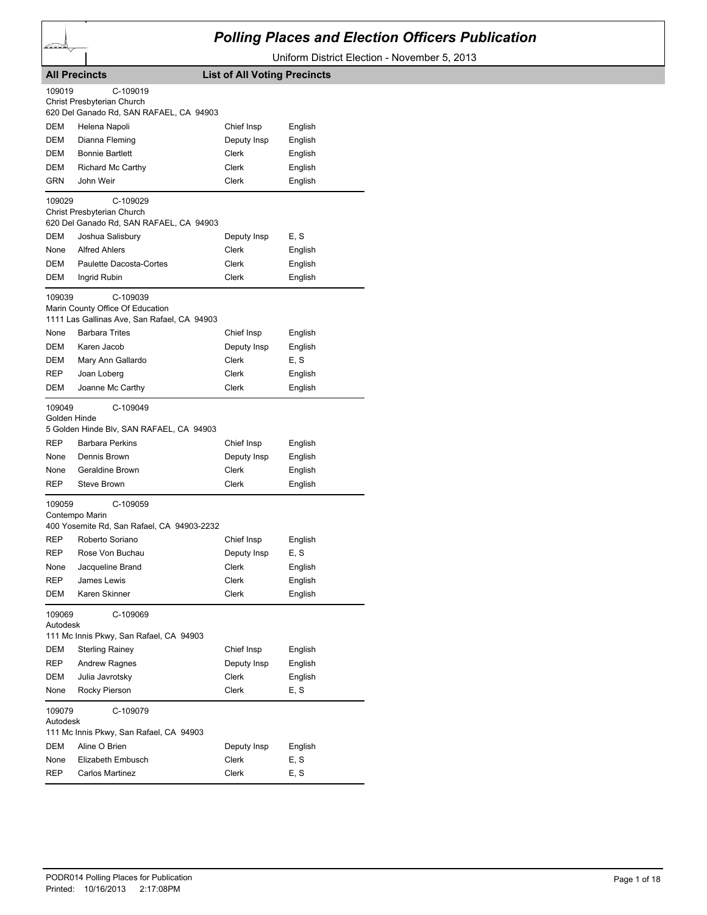# Polling Places and Election Officers Publication

Uniform District Election - November 5, 2013

**All Precincts** — **List of All Voting Precincts**

109019 C-109019
Christ Presbyterian Church
620 Del Ganado Rd, SAN RAFAEL, CA 94903

| | | | |
|---|---|---|---|
| DEM | Helena Napoli | Chief Insp | English |
| DEM | Dianna Fleming | Deputy Insp | English |
| DEM | Bonnie Bartlett | Clerk | English |
| DEM | Richard Mc Carthy | Clerk | English |
| GRN | John Weir | Clerk | English |

109029 C-109029
Christ Presbyterian Church
620 Del Ganado Rd, SAN RAFAEL, CA 94903

| | | | |
|---|---|---|---|
| DEM | Joshua Salisbury | Deputy Insp | E, S |
| None | Alfred Ahlers | Clerk | English |
| DEM | Paulette Dacosta-Cortes | Clerk | English |
| DEM | Ingrid Rubin | Clerk | English |

109039 C-109039
Marin County Office Of Education
1111 Las Gallinas Ave, San Rafael, CA 94903

| | | | |
|---|---|---|---|
| None | Barbara Trites | Chief Insp | English |
| DEM | Karen Jacob | Deputy Insp | English |
| DEM | Mary Ann Gallardo | Clerk | E, S |
| REP | Joan Loberg | Clerk | English |
| DEM | Joanne Mc Carthy | Clerk | English |

109049 C-109049
Golden Hinde
5 Golden Hinde Blv, SAN RAFAEL, CA 94903

| | | | |
|---|---|---|---|
| REP | Barbara Perkins | Chief Insp | English |
| None | Dennis Brown | Deputy Insp | English |
| None | Geraldine Brown | Clerk | English |
| REP | Steve Brown | Clerk | English |

109059 C-109059
Contempo Marin
400 Yosemite Rd, San Rafael, CA 94903-2232

| | | | |
|---|---|---|---|
| REP | Roberto Soriano | Chief Insp | English |
| REP | Rose Von Buchau | Deputy Insp | E, S |
| None | Jacqueline Brand | Clerk | English |
| REP | James Lewis | Clerk | English |
| DEM | Karen Skinner | Clerk | English |

109069 C-109069
Autodesk
111 Mc Innis Pkwy, San Rafael, CA 94903

| | | | |
|---|---|---|---|
| DEM | Sterling Rainey | Chief Insp | English |
| REP | Andrew Ragnes | Deputy Insp | English |
| DEM | Julia Javrotsky | Clerk | English |
| None | Rocky Pierson | Clerk | E, S |

109079 C-109079
Autodesk
111 Mc Innis Pkwy, San Rafael, CA 94903

| | | | |
|---|---|---|---|
| DEM | Aline O Brien | Deputy Insp | English |
| None | Elizabeth Embusch | Clerk | E, S |
| REP | Carlos Martinez | Clerk | E, S |

PODR014 Polling Places for Publication
Printed: 10/16/2013 2:17:08PM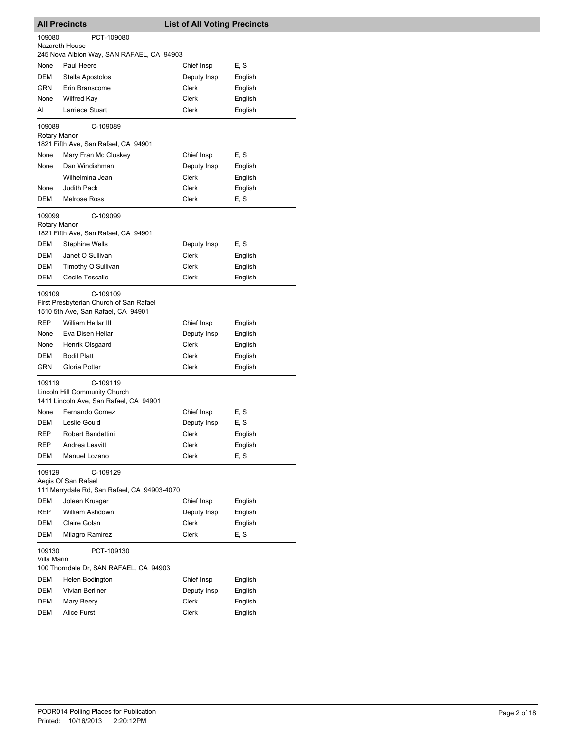## All Precincts — List of All Voting Precincts

**109080** PCT-109080
Nazareth House
245 Nova Albion Way, SAN RAFAEL, CA 94903

| Party | Name | Position | Language |
|---|---|---|---|
| None | Paul Heere | Chief Insp | E, S |
| DEM | Stella Apostolos | Deputy Insp | English |
| GRN | Erin Branscome | Clerk | English |
| None | Wilfred Kay | Clerk | English |
| AI | Larriece Stuart | Clerk | English |

**109089** C-109089
Rotary Manor
1821 Fifth Ave, San Rafael, CA 94901

| Party | Name | Position | Language |
|---|---|---|---|
| None | Mary Fran Mc Cluskey | Chief Insp | E, S |
| None | Dan Windishman | Deputy Insp | English |
| | Wilhelmina Jean | Clerk | English |
| None | Judith Pack | Clerk | English |
| DEM | Melrose Ross | Clerk | E, S |

**109099** C-109099
Rotary Manor
1821 Fifth Ave, San Rafael, CA 94901

| Party | Name | Position | Language |
|---|---|---|---|
| DEM | Stephine Wells | Deputy Insp | E, S |
| DEM | Janet O Sullivan | Clerk | English |
| DEM | Timothy O Sullivan | Clerk | English |
| DEM | Cecile Tescallo | Clerk | English |

**109109** C-109109
First Presbyterian Church of San Rafael
1510 5th Ave, San Rafael, CA 94901

| Party | Name | Position | Language |
|---|---|---|---|
| REP | William Hellar III | Chief Insp | English |
| None | Eva Disen Hellar | Deputy Insp | English |
| None | Henrik Olsgaard | Clerk | English |
| DEM | Bodil Platt | Clerk | English |
| GRN | Gloria Potter | Clerk | English |

**109119** C-109119
Lincoln Hill Community Church
1411 Lincoln Ave, San Rafael, CA 94901

| Party | Name | Position | Language |
|---|---|---|---|
| None | Fernando Gomez | Chief Insp | E, S |
| DEM | Leslie Gould | Deputy Insp | E, S |
| REP | Robert Bandettini | Clerk | English |
| REP | Andrea Leavitt | Clerk | English |
| DEM | Manuel Lozano | Clerk | E, S |

**109129** C-109129
Aegis Of San Rafael
111 Merrydale Rd, San Rafael, CA 94903-4070

| Party | Name | Position | Language |
|---|---|---|---|
| DEM | Joleen Krueger | Chief Insp | English |
| REP | William Ashdown | Deputy Insp | English |
| DEM | Claire Golan | Clerk | English |
| DEM | Milagro Ramirez | Clerk | E, S |

**109130** PCT-109130
Villa Marin
100 Thorndale Dr, SAN RAFAEL, CA 94903

| Party | Name | Position | Language |
|---|---|---|---|
| DEM | Helen Bodington | Chief Insp | English |
| DEM | Vivian Berliner | Deputy Insp | English |
| DEM | Mary Beery | Clerk | English |
| DEM | Alice Furst | Clerk | English |

PODR014 Polling Places for Publication
Printed: 10/16/2013 2:20:12PM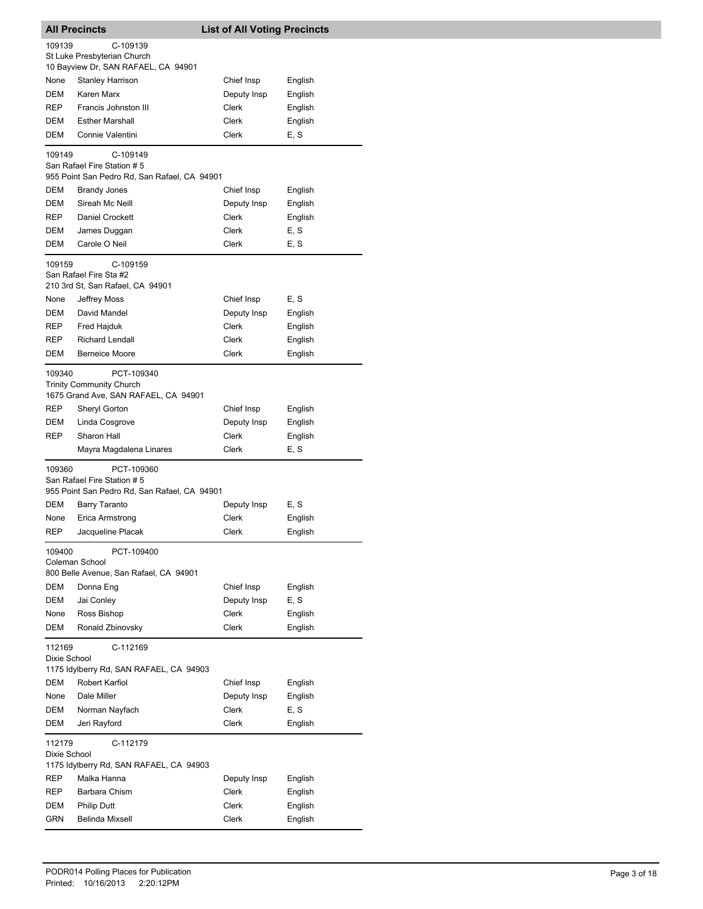**All Precincts** **List of All Voting Precincts**

109139 C-109139
St Luke Presbyterian Church
10 Bayview Dr, SAN RAFAEL, CA 94901

| | | | |
|---|---|---|---|
| None | Stanley Harrison | Chief Insp | English |
| DEM | Karen Marx | Deputy Insp | English |
| REP | Francis Johnston III | Clerk | English |
| DEM | Esther Marshall | Clerk | English |
| DEM | Connie Valentini | Clerk | E, S |

109149 C-109149
San Rafael Fire Station # 5
955 Point San Pedro Rd, San Rafael, CA 94901

| | | | |
|---|---|---|---|
| DEM | Brandy Jones | Chief Insp | English |
| DEM | Sireah Mc Neill | Deputy Insp | English |
| REP | Daniel Crockett | Clerk | English |
| DEM | James Duggan | Clerk | E, S |
| DEM | Carole O Neil | Clerk | E, S |

109159 C-109159
San Rafael Fire Sta #2
210 3rd St, San Rafael, CA 94901

| | | | |
|---|---|---|---|
| None | Jeffrey Moss | Chief Insp | E, S |
| DEM | David Mandel | Deputy Insp | English |
| REP | Fred Hajduk | Clerk | English |
| REP | Richard Lendall | Clerk | English |
| DEM | Berneice Moore | Clerk | English |

109340 PCT-109340
Trinity Community Church
1675 Grand Ave, SAN RAFAEL, CA 94901

| | | | |
|---|---|---|---|
| REP | Sheryl Gorton | Chief Insp | English |
| DEM | Linda Cosgrove | Deputy Insp | English |
| REP | Sharon Hall | Clerk | English |
| | Mayra Magdalena Linares | Clerk | E, S |

109360 PCT-109360
San Rafael Fire Station # 5
955 Point San Pedro Rd, San Rafael, CA 94901

| | | | |
|---|---|---|---|
| DEM | Barry Taranto | Deputy Insp | E, S |
| None | Erica Armstrong | Clerk | English |
| REP | Jacqueline Placak | Clerk | English |

109400 PCT-109400
Coleman School
800 Belle Avenue, San Rafael, CA 94901

| | | | |
|---|---|---|---|
| DEM | Donna Eng | Chief Insp | English |
| DEM | Jai Conley | Deputy Insp | E, S |
| None | Ross Bishop | Clerk | English |
| DEM | Ronald Zbinovsky | Clerk | English |

112169 C-112169
Dixie School
1175 Idylberry Rd, SAN RAFAEL, CA 94903

| | | | |
|---|---|---|---|
| DEM | Robert Karfiol | Chief Insp | English |
| None | Dale Miller | Deputy Insp | English |
| DEM | Norman Nayfach | Clerk | E, S |
| DEM | Jeri Rayford | Clerk | English |

112179 C-112179
Dixie School
1175 Idylberry Rd, SAN RAFAEL, CA 94903

| | | | |
|---|---|---|---|
| REP | Malka Hanna | Deputy Insp | English |
| REP | Barbara Chism | Clerk | English |
| DEM | Philip Dutt | Clerk | English |
| GRN | Belinda Mixsell | Clerk | English |

PODR014 Polling Places for Publication
Printed: 10/16/2013 2:20:12PM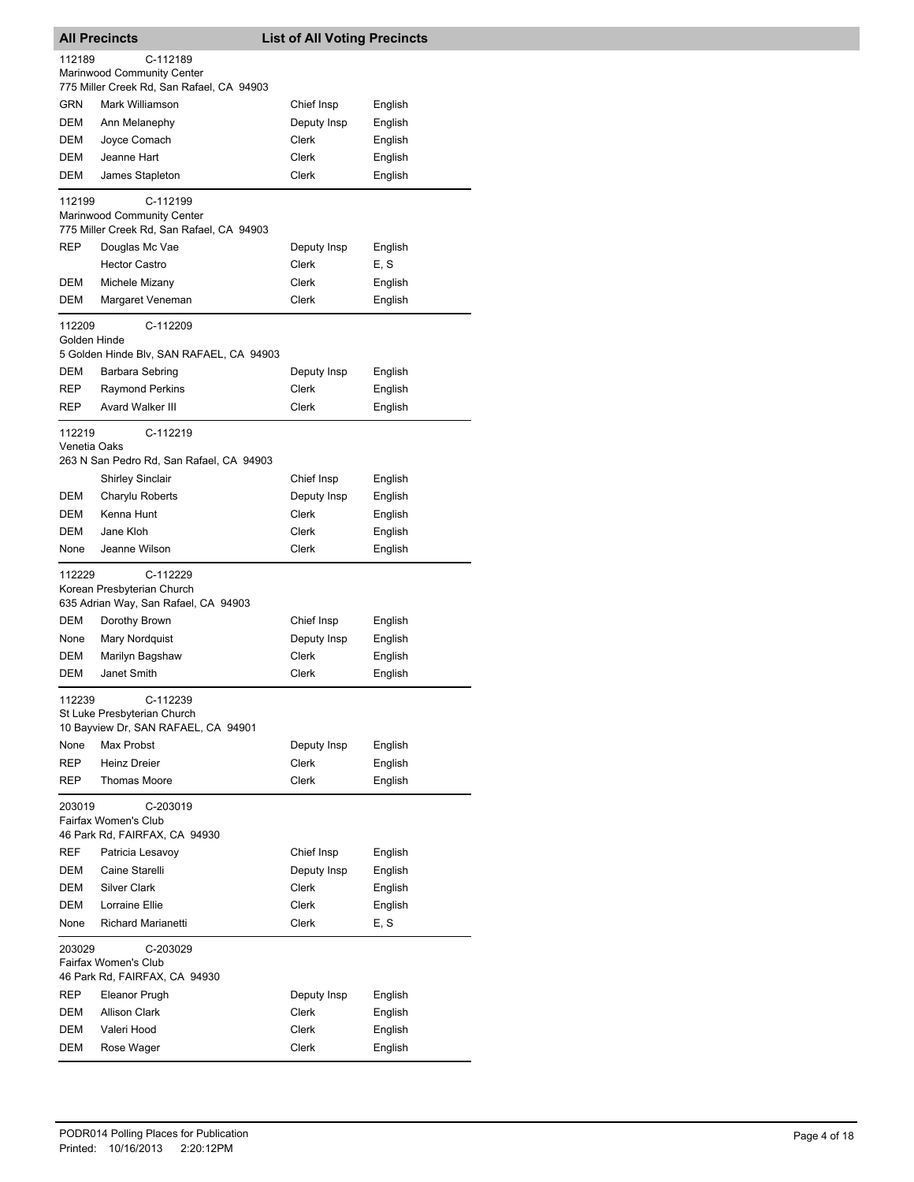## All Precincts — List of All Voting Precincts

**112189** C-112189
Marinwood Community Center
775 Miller Creek Rd, San Rafael, CA 94903

| Party | Name | Position | Language |
|---|---|---|---|
| GRN | Mark Williamson | Chief Insp | English |
| DEM | Ann Melanephy | Deputy Insp | English |
| DEM | Joyce Comach | Clerk | English |
| DEM | Jeanne Hart | Clerk | English |
| DEM | James Stapleton | Clerk | English |

**112199** C-112199
Marinwood Community Center
775 Miller Creek Rd, San Rafael, CA 94903

| Party | Name | Position | Language |
|---|---|---|---|
| REP | Douglas Mc Vae | Deputy Insp | English |
| | Hector Castro | Clerk | E, S |
| DEM | Michele Mizany | Clerk | English |
| DEM | Margaret Veneman | Clerk | English |

**112209** C-112209
Golden Hinde
5 Golden Hinde Blv, SAN RAFAEL, CA 94903

| Party | Name | Position | Language |
|---|---|---|---|
| DEM | Barbara Sebring | Deputy Insp | English |
| REP | Raymond Perkins | Clerk | English |
| REP | Avard Walker III | Clerk | English |

**112219** C-112219
Venetia Oaks
263 N San Pedro Rd, San Rafael, CA 94903

| Party | Name | Position | Language |
|---|---|---|---|
| | Shirley Sinclair | Chief Insp | English |
| DEM | Charylu Roberts | Deputy Insp | English |
| DEM | Kenna Hunt | Clerk | English |
| DEM | Jane Kloh | Clerk | English |
| None | Jeanne Wilson | Clerk | English |

**112229** C-112229
Korean Presbyterian Church
635 Adrian Way, San Rafael, CA 94903

| Party | Name | Position | Language |
|---|---|---|---|
| DEM | Dorothy Brown | Chief Insp | English |
| None | Mary Nordquist | Deputy Insp | English |
| DEM | Marilyn Bagshaw | Clerk | English |
| DEM | Janet Smith | Clerk | English |

**112239** C-112239
St Luke Presbyterian Church
10 Bayview Dr, SAN RAFAEL, CA 94901

| Party | Name | Position | Language |
|---|---|---|---|
| None | Max Probst | Deputy Insp | English |
| REP | Heinz Dreier | Clerk | English |
| REP | Thomas Moore | Clerk | English |

**203019** C-203019
Fairfax Women's Club
46 Park Rd, FAIRFAX, CA 94930

| Party | Name | Position | Language |
|---|---|---|---|
| REF | Patricia Lesavoy | Chief Insp | English |
| DEM | Caine Starelli | Deputy Insp | English |
| DEM | Silver Clark | Clerk | English |
| DEM | Lorraine Ellie | Clerk | English |
| None | Richard Marianetti | Clerk | E, S |

**203029** C-203029
Fairfax Women's Club
46 Park Rd, FAIRFAX, CA 94930

| Party | Name | Position | Language |
|---|---|---|---|
| REP | Eleanor Prugh | Deputy Insp | English |
| DEM | Allison Clark | Clerk | English |
| DEM | Valeri Hood | Clerk | English |
| DEM | Rose Wager | Clerk | English |

PODR014 Polling Places for Publication
Printed: 10/16/2013 2:20:12PM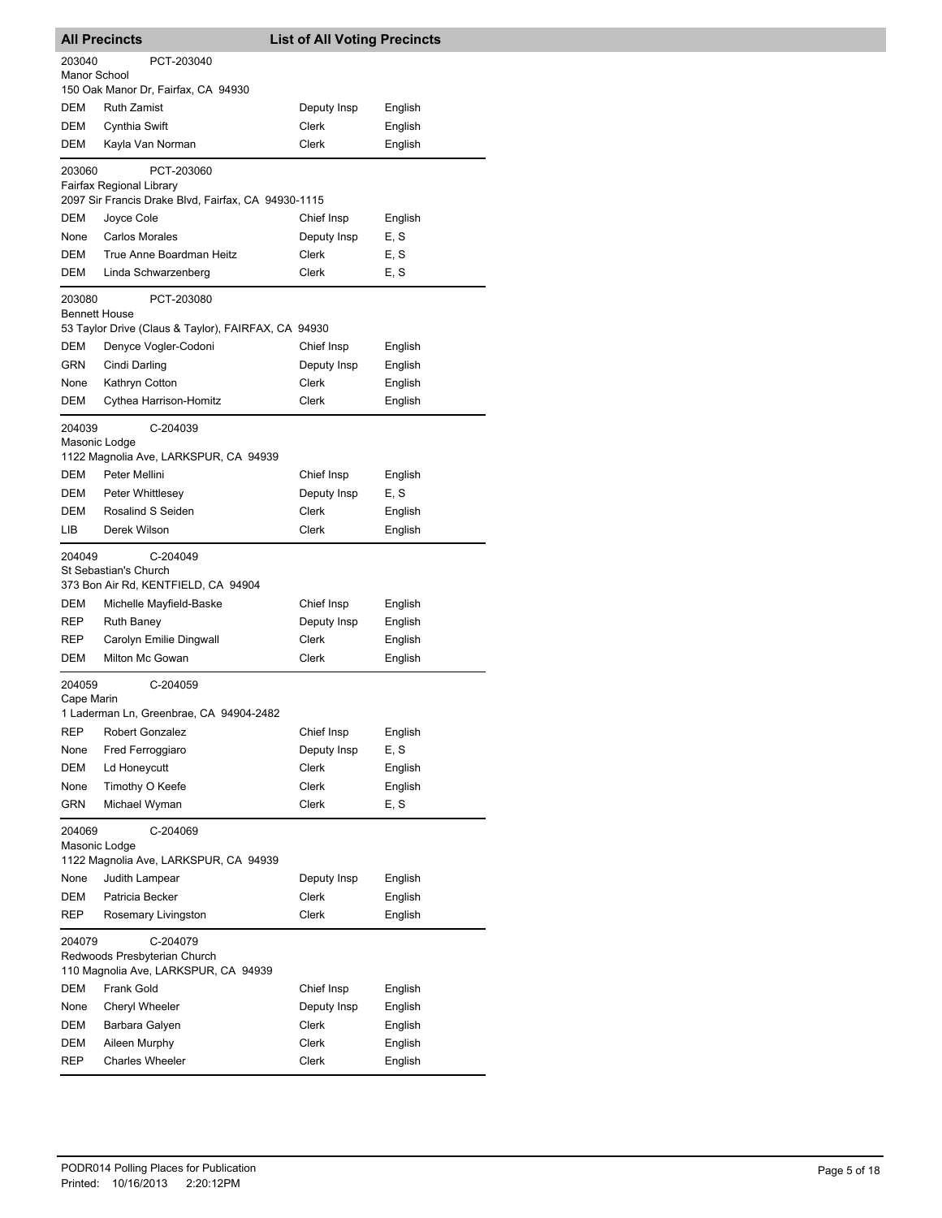## All Precincts — List of All Voting Precincts

**203040** PCT-203040
Manor School
150 Oak Manor Dr, Fairfax, CA 94930

| Party | Name | Position | Language |
|---|---|---|---|
| DEM | Ruth Zamist | Deputy Insp | English |
| DEM | Cynthia Swift | Clerk | English |
| DEM | Kayla Van Norman | Clerk | English |

**203060** PCT-203060
Fairfax Regional Library
2097 Sir Francis Drake Blvd, Fairfax, CA 94930-1115

| Party | Name | Position | Language |
|---|---|---|---|
| DEM | Joyce Cole | Chief Insp | English |
| None | Carlos Morales | Deputy Insp | E, S |
| DEM | True Anne Boardman Heitz | Clerk | E, S |
| DEM | Linda Schwarzenberg | Clerk | E, S |

**203080** PCT-203080
Bennett House
53 Taylor Drive (Claus & Taylor), FAIRFAX, CA 94930

| Party | Name | Position | Language |
|---|---|---|---|
| DEM | Denyce Vogler-Codoni | Chief Insp | English |
| GRN | Cindi Darling | Deputy Insp | English |
| None | Kathryn Cotton | Clerk | English |
| DEM | Cythea Harrison-Homitz | Clerk | English |

**204039** C-204039
Masonic Lodge
1122 Magnolia Ave, LARKSPUR, CA 94939

| Party | Name | Position | Language |
|---|---|---|---|
| DEM | Peter Mellini | Chief Insp | English |
| DEM | Peter Whittlesey | Deputy Insp | E, S |
| DEM | Rosalind S Seiden | Clerk | English |
| LIB | Derek Wilson | Clerk | English |

**204049** C-204049
St Sebastian's Church
373 Bon Air Rd, KENTFIELD, CA 94904

| Party | Name | Position | Language |
|---|---|---|---|
| DEM | Michelle Mayfield-Baske | Chief Insp | English |
| REP | Ruth Baney | Deputy Insp | English |
| REP | Carolyn Emilie Dingwall | Clerk | English |
| DEM | Milton Mc Gowan | Clerk | English |

**204059** C-204059
Cape Marin
1 Laderman Ln, Greenbrae, CA 94904-2482

| Party | Name | Position | Language |
|---|---|---|---|
| REP | Robert Gonzalez | Chief Insp | English |
| None | Fred Ferroggiaro | Deputy Insp | E, S |
| DEM | Ld Honeycutt | Clerk | English |
| None | Timothy O Keefe | Clerk | English |
| GRN | Michael Wyman | Clerk | E, S |

**204069** C-204069
Masonic Lodge
1122 Magnolia Ave, LARKSPUR, CA 94939

| Party | Name | Position | Language |
|---|---|---|---|
| None | Judith Lampear | Deputy Insp | English |
| DEM | Patricia Becker | Clerk | English |
| REP | Rosemary Livingston | Clerk | English |

**204079** C-204079
Redwoods Presbyterian Church
110 Magnolia Ave, LARKSPUR, CA 94939

| Party | Name | Position | Language |
|---|---|---|---|
| DEM | Frank Gold | Chief Insp | English |
| None | Cheryl Wheeler | Deputy Insp | English |
| DEM | Barbara Galyen | Clerk | English |
| DEM | Aileen Murphy | Clerk | English |
| REP | Charles Wheeler | Clerk | English |

PODR014 Polling Places for Publication
Printed: 10/16/2013 2:20:12PM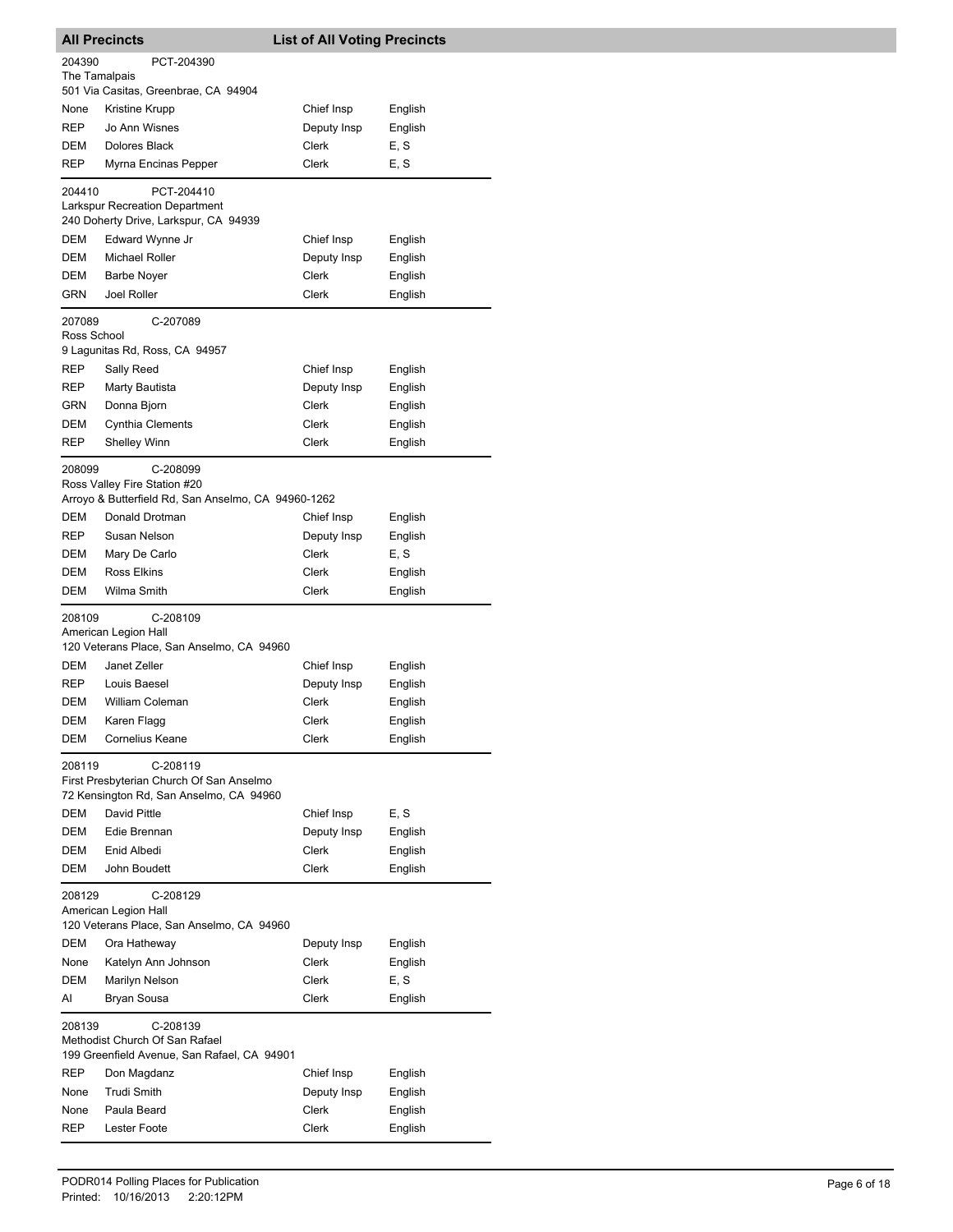## All Precincts — List of All Voting Precincts

**204390** PCT-204390
The Tamalpais
501 Via Casitas, Greenbrae, CA 94904

| Party | Name | Position | Language |
|---|---|---|---|
| None | Kristine Krupp | Chief Insp | English |
| REP | Jo Ann Wisnes | Deputy Insp | English |
| DEM | Dolores Black | Clerk | E, S |
| REP | Myrna Encinas Pepper | Clerk | E, S |

**204410** PCT-204410
Larkspur Recreation Department
240 Doherty Drive, Larkspur, CA 94939

| Party | Name | Position | Language |
|---|---|---|---|
| DEM | Edward Wynne Jr | Chief Insp | English |
| DEM | Michael Roller | Deputy Insp | English |
| DEM | Barbe Noyer | Clerk | English |
| GRN | Joel Roller | Clerk | English |

**207089** C-207089
Ross School
9 Lagunitas Rd, Ross, CA 94957

| Party | Name | Position | Language |
|---|---|---|---|
| REP | Sally Reed | Chief Insp | English |
| REP | Marty Bautista | Deputy Insp | English |
| GRN | Donna Bjorn | Clerk | English |
| DEM | Cynthia Clements | Clerk | English |
| REP | Shelley Winn | Clerk | English |

**208099** C-208099
Ross Valley Fire Station #20
Arroyo & Butterfield Rd, San Anselmo, CA 94960-1262

| Party | Name | Position | Language |
|---|---|---|---|
| DEM | Donald Drotman | Chief Insp | English |
| REP | Susan Nelson | Deputy Insp | English |
| DEM | Mary De Carlo | Clerk | E, S |
| DEM | Ross Elkins | Clerk | English |
| DEM | Wilma Smith | Clerk | English |

**208109** C-208109
American Legion Hall
120 Veterans Place, San Anselmo, CA 94960

| Party | Name | Position | Language |
|---|---|---|---|
| DEM | Janet Zeller | Chief Insp | English |
| REP | Louis Baesel | Deputy Insp | English |
| DEM | William Coleman | Clerk | English |
| DEM | Karen Flagg | Clerk | English |
| DEM | Cornelius Keane | Clerk | English |

**208119** C-208119
First Presbyterian Church Of San Anselmo
72 Kensington Rd, San Anselmo, CA 94960

| Party | Name | Position | Language |
|---|---|---|---|
| DEM | David Pittle | Chief Insp | E, S |
| DEM | Edie Brennan | Deputy Insp | English |
| DEM | Enid Albedi | Clerk | English |
| DEM | John Boudett | Clerk | English |

**208129** C-208129
American Legion Hall
120 Veterans Place, San Anselmo, CA 94960

| Party | Name | Position | Language |
|---|---|---|---|
| DEM | Ora Hatheway | Deputy Insp | English |
| None | Katelyn Ann Johnson | Clerk | English |
| DEM | Marilyn Nelson | Clerk | E, S |
| AI | Bryan Sousa | Clerk | English |

**208139** C-208139
Methodist Church Of San Rafael
199 Greenfield Avenue, San Rafael, CA 94901

| Party | Name | Position | Language |
|---|---|---|---|
| REP | Don Magdanz | Chief Insp | English |
| None | Trudi Smith | Deputy Insp | English |
| None | Paula Beard | Clerk | English |
| REP | Lester Foote | Clerk | English |

PODR014 Polling Places for Publication
Printed: 10/16/2013 2:20:12PM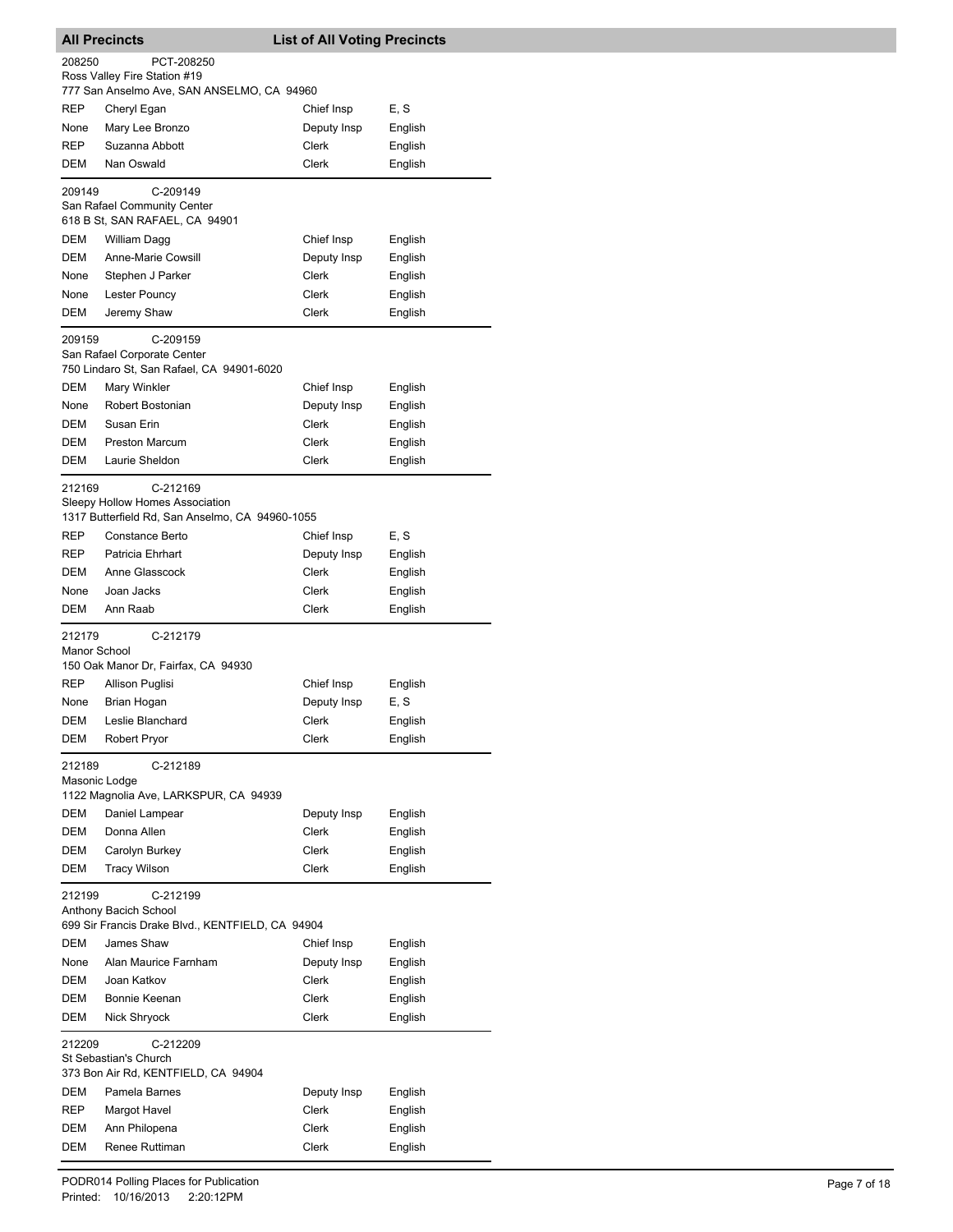## All Precincts — List of All Voting Precincts

**208250** PCT-208250
Ross Valley Fire Station #19
777 San Anselmo Ave, SAN ANSELMO, CA 94960

| Party | Name | Position | Language |
|---|---|---|---|
| REP | Cheryl Egan | Chief Insp | E, S |
| None | Mary Lee Bronzo | Deputy Insp | English |
| REP | Suzanna Abbott | Clerk | English |
| DEM | Nan Oswald | Clerk | English |

**209149** C-209149
San Rafael Community Center
618 B St, SAN RAFAEL, CA 94901

| Party | Name | Position | Language |
|---|---|---|---|
| DEM | William Dagg | Chief Insp | English |
| DEM | Anne-Marie Cowsill | Deputy Insp | English |
| None | Stephen J Parker | Clerk | English |
| None | Lester Pouncy | Clerk | English |
| DEM | Jeremy Shaw | Clerk | English |

**209159** C-209159
San Rafael Corporate Center
750 Lindaro St, San Rafael, CA 94901-6020

| Party | Name | Position | Language |
|---|---|---|---|
| DEM | Mary Winkler | Chief Insp | English |
| None | Robert Bostonian | Deputy Insp | English |
| DEM | Susan Erin | Clerk | English |
| DEM | Preston Marcum | Clerk | English |
| DEM | Laurie Sheldon | Clerk | English |

**212169** C-212169
Sleepy Hollow Homes Association
1317 Butterfield Rd, San Anselmo, CA 94960-1055

| Party | Name | Position | Language |
|---|---|---|---|
| REP | Constance Berto | Chief Insp | E, S |
| REP | Patricia Ehrhart | Deputy Insp | English |
| DEM | Anne Glasscock | Clerk | English |
| None | Joan Jacks | Clerk | English |
| DEM | Ann Raab | Clerk | English |

**212179** C-212179
Manor School
150 Oak Manor Dr, Fairfax, CA 94930

| Party | Name | Position | Language |
|---|---|---|---|
| REP | Allison Puglisi | Chief Insp | English |
| None | Brian Hogan | Deputy Insp | E, S |
| DEM | Leslie Blanchard | Clerk | English |
| DEM | Robert Pryor | Clerk | English |

**212189** C-212189
Masonic Lodge
1122 Magnolia Ave, LARKSPUR, CA 94939

| Party | Name | Position | Language |
|---|---|---|---|
| DEM | Daniel Lampear | Deputy Insp | English |
| DEM | Donna Allen | Clerk | English |
| DEM | Carolyn Burkey | Clerk | English |
| DEM | Tracy Wilson | Clerk | English |

**212199** C-212199
Anthony Bacich School
699 Sir Francis Drake Blvd., KENTFIELD, CA 94904

| Party | Name | Position | Language |
|---|---|---|---|
| DEM | James Shaw | Chief Insp | English |
| None | Alan Maurice Farnham | Deputy Insp | English |
| DEM | Joan Katkov | Clerk | English |
| DEM | Bonnie Keenan | Clerk | English |
| DEM | Nick Shryock | Clerk | English |

**212209** C-212209
St Sebastian's Church
373 Bon Air Rd, KENTFIELD, CA 94904

| Party | Name | Position | Language |
|---|---|---|---|
| DEM | Pamela Barnes | Deputy Insp | English |
| REP | Margot Havel | Clerk | English |
| DEM | Ann Philopena | Clerk | English |
| DEM | Renee Ruttiman | Clerk | English |

PODR014 Polling Places for Publication
Printed: 10/16/2013 2:20:12PM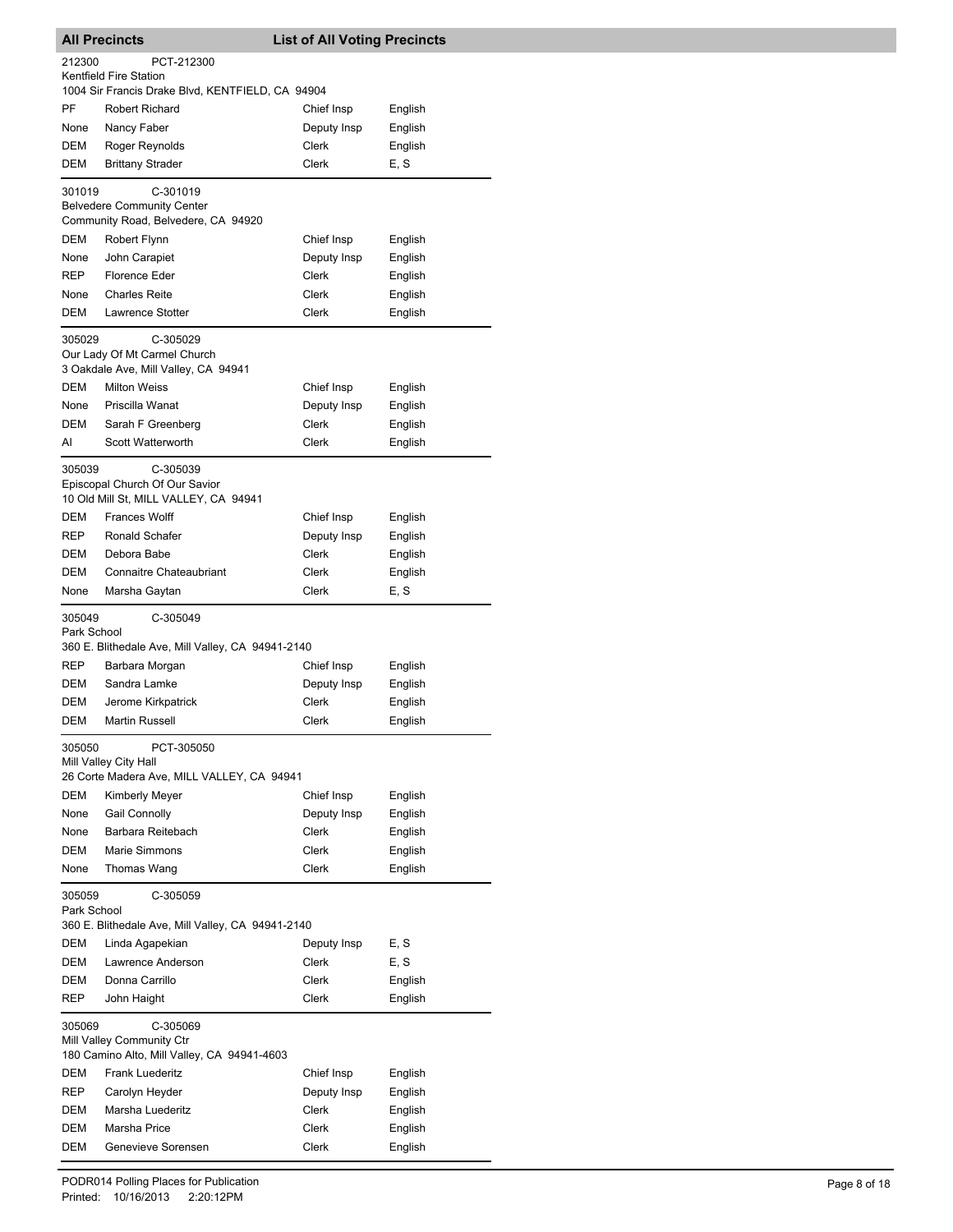## List of All Voting Precincts

**212300** PCT-212300
Kentfield Fire Station
1004 Sir Francis Drake Blvd, KENTFIELD, CA 94904

| Party | Name | Position | Language |
|---|---|---|---|
| PF | Robert Richard | Chief Insp | English |
| None | Nancy Faber | Deputy Insp | English |
| DEM | Roger Reynolds | Clerk | English |
| DEM | Brittany Strader | Clerk | E, S |

**301019** C-301019
Belvedere Community Center
Community Road, Belvedere, CA 94920

| Party | Name | Position | Language |
|---|---|---|---|
| DEM | Robert Flynn | Chief Insp | English |
| None | John Carapiet | Deputy Insp | English |
| REP | Florence Eder | Clerk | English |
| None | Charles Reite | Clerk | English |
| DEM | Lawrence Stotter | Clerk | English |

**305029** C-305029
Our Lady Of Mt Carmel Church
3 Oakdale Ave, Mill Valley, CA 94941

| Party | Name | Position | Language |
|---|---|---|---|
| DEM | Milton Weiss | Chief Insp | English |
| None | Priscilla Wanat | Deputy Insp | English |
| DEM | Sarah F Greenberg | Clerk | English |
| AI | Scott Watterworth | Clerk | English |

**305039** C-305039
Episcopal Church Of Our Savior
10 Old Mill St, MILL VALLEY, CA 94941

| Party | Name | Position | Language |
|---|---|---|---|
| DEM | Frances Wolff | Chief Insp | English |
| REP | Ronald Schafer | Deputy Insp | English |
| DEM | Debora Babe | Clerk | English |
| DEM | Connaitre Chateaubriant | Clerk | English |
| None | Marsha Gaytan | Clerk | E, S |

**305049** C-305049
Park School
360 E. Blithedale Ave, Mill Valley, CA 94941-2140

| Party | Name | Position | Language |
|---|---|---|---|
| REP | Barbara Morgan | Chief Insp | English |
| DEM | Sandra Lamke | Deputy Insp | English |
| DEM | Jerome Kirkpatrick | Clerk | English |
| DEM | Martin Russell | Clerk | English |

**305050** PCT-305050
Mill Valley City Hall
26 Corte Madera Ave, MILL VALLEY, CA 94941

| Party | Name | Position | Language |
|---|---|---|---|
| DEM | Kimberly Meyer | Chief Insp | English |
| None | Gail Connolly | Deputy Insp | English |
| None | Barbara Reitebach | Clerk | English |
| DEM | Marie Simmons | Clerk | English |
| None | Thomas Wang | Clerk | English |

**305059** C-305059
Park School
360 E. Blithedale Ave, Mill Valley, CA 94941-2140

| Party | Name | Position | Language |
|---|---|---|---|
| DEM | Linda Agapekian | Deputy Insp | E, S |
| DEM | Lawrence Anderson | Clerk | E, S |
| DEM | Donna Carrillo | Clerk | English |
| REP | John Haight | Clerk | English |

**305069** C-305069
Mill Valley Community Ctr
180 Camino Alto, Mill Valley, CA 94941-4603

| Party | Name | Position | Language |
|---|---|---|---|
| DEM | Frank Luederitz | Chief Insp | English |
| REP | Carolyn Heyder | Deputy Insp | English |
| DEM | Marsha Luederitz | Clerk | English |
| DEM | Marsha Price | Clerk | English |
| DEM | Genevieve Sorensen | Clerk | English |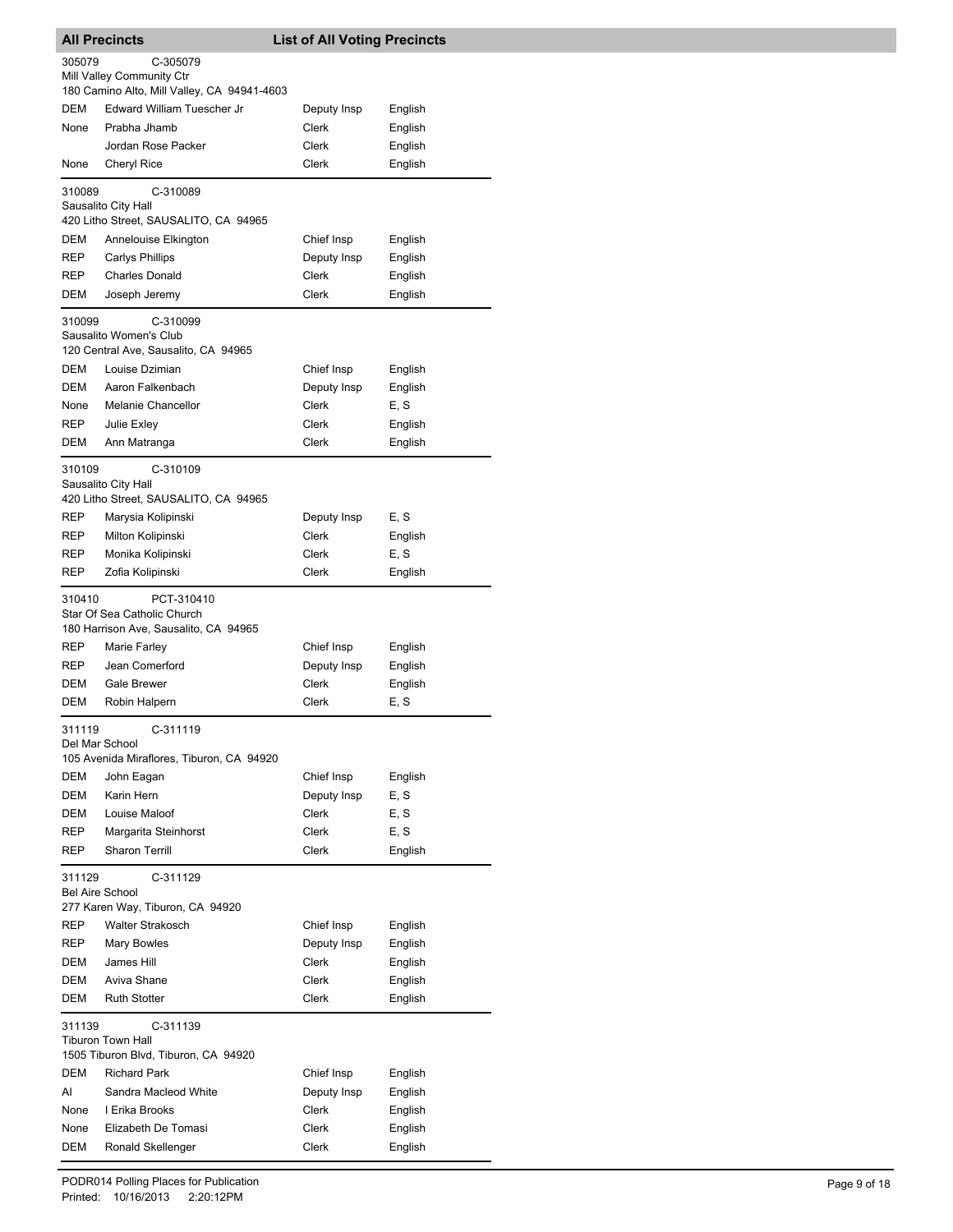## All Precincts — List of All Voting Precincts

**305079** C-305079
Mill Valley Community Ctr
180 Camino Alto, Mill Valley, CA 94941-4603

| Party | Name | Position | Language |
|---|---|---|---|
| DEM | Edward William Tuescher Jr | Deputy Insp | English |
| None | Prabha Jhamb | Clerk | English |
| | Jordan Rose Packer | Clerk | English |
| None | Cheryl Rice | Clerk | English |

**310089** C-310089
Sausalito City Hall
420 Litho Street, SAUSALITO, CA 94965

| Party | Name | Position | Language |
|---|---|---|---|
| DEM | Annelouise Elkington | Chief Insp | English |
| REP | Carlys Phillips | Deputy Insp | English |
| REP | Charles Donald | Clerk | English |
| DEM | Joseph Jeremy | Clerk | English |

**310099** C-310099
Sausalito Women's Club
120 Central Ave, Sausalito, CA 94965

| Party | Name | Position | Language |
|---|---|---|---|
| DEM | Louise Dzimian | Chief Insp | English |
| DEM | Aaron Falkenbach | Deputy Insp | English |
| None | Melanie Chancellor | Clerk | E, S |
| REP | Julie Exley | Clerk | English |
| DEM | Ann Matranga | Clerk | English |

**310109** C-310109
Sausalito City Hall
420 Litho Street, SAUSALITO, CA 94965

| Party | Name | Position | Language |
|---|---|---|---|
| REP | Marysia Kolipinski | Deputy Insp | E, S |
| REP | Milton Kolipinski | Clerk | English |
| REP | Monika Kolipinski | Clerk | E, S |
| REP | Zofia Kolipinski | Clerk | English |

**310410** PCT-310410
Star Of Sea Catholic Church
180 Harrison Ave, Sausalito, CA 94965

| Party | Name | Position | Language |
|---|---|---|---|
| REP | Marie Farley | Chief Insp | English |
| REP | Jean Comerford | Deputy Insp | English |
| DEM | Gale Brewer | Clerk | English |
| DEM | Robin Halpern | Clerk | E, S |

**311119** C-311119
Del Mar School
105 Avenida Miraflores, Tiburon, CA 94920

| Party | Name | Position | Language |
|---|---|---|---|
| DEM | John Eagan | Chief Insp | English |
| DEM | Karin Hern | Deputy Insp | E, S |
| DEM | Louise Maloof | Clerk | E, S |
| REP | Margarita Steinhorst | Clerk | E, S |
| REP | Sharon Terrill | Clerk | English |

**311129** C-311129
Bel Aire School
277 Karen Way, Tiburon, CA 94920

| Party | Name | Position | Language |
|---|---|---|---|
| REP | Walter Strakosch | Chief Insp | English |
| REP | Mary Bowles | Deputy Insp | English |
| DEM | James Hill | Clerk | English |
| DEM | Aviva Shane | Clerk | English |
| DEM | Ruth Stotter | Clerk | English |

**311139** C-311139
Tiburon Town Hall
1505 Tiburon Blvd, Tiburon, CA 94920

| Party | Name | Position | Language |
|---|---|---|---|
| DEM | Richard Park | Chief Insp | English |
| AI | Sandra Macleod White | Deputy Insp | English |
| None | I Erika Brooks | Clerk | English |
| None | Elizabeth De Tomasi | Clerk | English |
| DEM | Ronald Skellenger | Clerk | English |

PODR014 Polling Places for Publication
Printed: 10/16/2013 2:20:12PM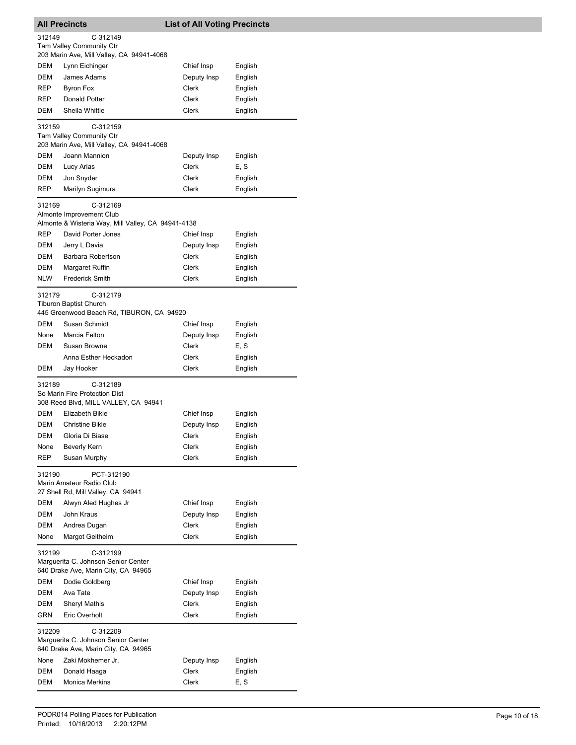## All Precincts — List of All Voting Precincts

**312149** C-312149
Tam Valley Community Ctr
203 Marin Ave, Mill Valley, CA 94941-4068

| Party | Name | Position | Language |
|---|---|---|---|
| DEM | Lynn Eichinger | Chief Insp | English |
| DEM | James Adams | Deputy Insp | English |
| REP | Byron Fox | Clerk | English |
| REP | Donald Potter | Clerk | English |
| DEM | Sheila Whittle | Clerk | English |

**312159** C-312159
Tam Valley Community Ctr
203 Marin Ave, Mill Valley, CA 94941-4068

| Party | Name | Position | Language |
|---|---|---|---|
| DEM | Joann Mannion | Deputy Insp | English |
| DEM | Lucy Arias | Clerk | E, S |
| DEM | Jon Snyder | Clerk | English |
| REP | Marilyn Sugimura | Clerk | English |

**312169** C-312169
Almonte Improvement Club
Almonte & Wisteria Way, Mill Valley, CA 94941-4138

| Party | Name | Position | Language |
|---|---|---|---|
| REP | David Porter Jones | Chief Insp | English |
| DEM | Jerry L Davia | Deputy Insp | English |
| DEM | Barbara Robertson | Clerk | English |
| DEM | Margaret Ruffin | Clerk | English |
| NLW | Frederick Smith | Clerk | English |

**312179** C-312179
Tiburon Baptist Church
445 Greenwood Beach Rd, TIBURON, CA 94920

| Party | Name | Position | Language |
|---|---|---|---|
| DEM | Susan Schmidt | Chief Insp | English |
| None | Marcia Felton | Deputy Insp | English |
| DEM | Susan Browne | Clerk | E, S |
| | Anna Esther Heckadon | Clerk | English |
| DEM | Jay Hooker | Clerk | English |

**312189** C-312189
So Marin Fire Protection Dist
308 Reed Blvd, MILL VALLEY, CA 94941

| Party | Name | Position | Language |
|---|---|---|---|
| DEM | Elizabeth Bikle | Chief Insp | English |
| DEM | Christine Bikle | Deputy Insp | English |
| DEM | Gloria Di Biase | Clerk | English |
| None | Beverly Kern | Clerk | English |
| REP | Susan Murphy | Clerk | English |

**312190** PCT-312190
Marin Amateur Radio Club
27 Shell Rd, Mill Valley, CA 94941

| Party | Name | Position | Language |
|---|---|---|---|
| DEM | Alwyn Aled Hughes Jr | Chief Insp | English |
| DEM | John Kraus | Deputy Insp | English |
| DEM | Andrea Dugan | Clerk | English |
| None | Margot Geitheim | Clerk | English |

**312199** C-312199
Marguerita C. Johnson Senior Center
640 Drake Ave, Marin City, CA 94965

| Party | Name | Position | Language |
|---|---|---|---|
| DEM | Dodie Goldberg | Chief Insp | English |
| DEM | Ava Tate | Deputy Insp | English |
| DEM | Sheryl Mathis | Clerk | English |
| GRN | Eric Overholt | Clerk | English |

**312209** C-312209
Marguerita C. Johnson Senior Center
640 Drake Ave, Marin City, CA 94965

| Party | Name | Position | Language |
|---|---|---|---|
| None | Zaki Mokhemer Jr. | Deputy Insp | English |
| DEM | Donald Haaga | Clerk | English |
| DEM | Monica Merkins | Clerk | E, S |

PODR014 Polling Places for Publication
Printed: 10/16/2013 2:20:12PM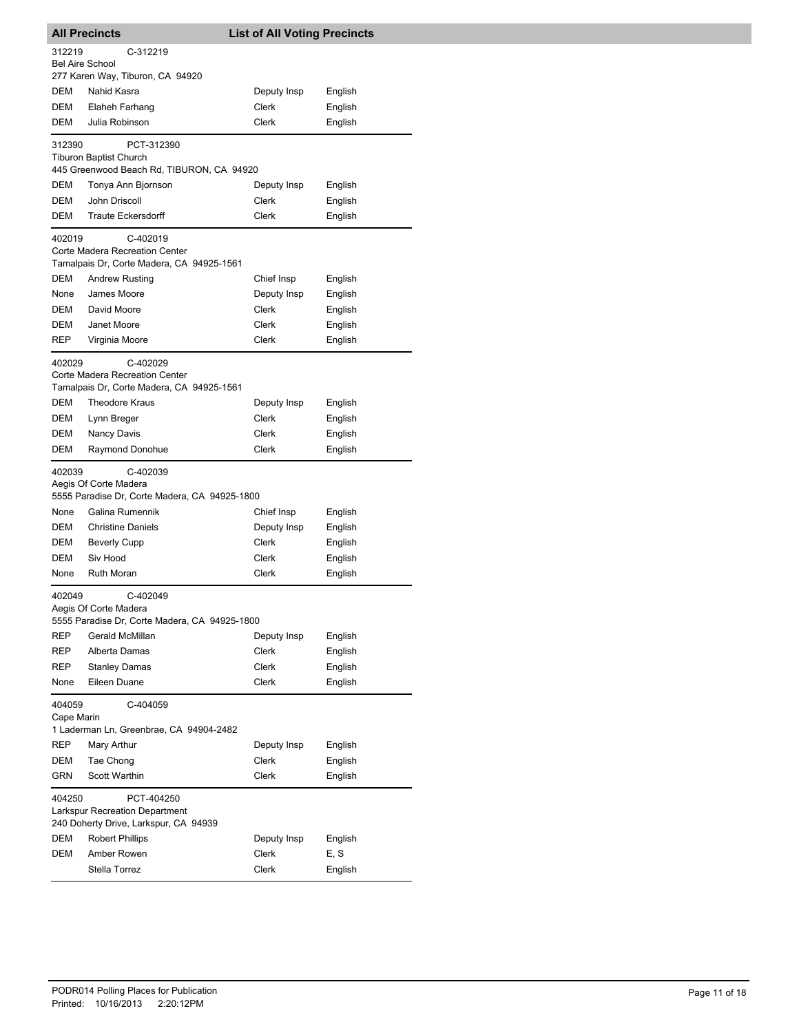## All Precincts — List of All Voting Precincts

**312219** C-312219
Bel Aire School
277 Karen Way, Tiburon, CA 94920

| Party | Name | Position | Language |
|---|---|---|---|
| DEM | Nahid Kasra | Deputy Insp | English |
| DEM | Elaheh Farhang | Clerk | English |
| DEM | Julia Robinson | Clerk | English |

**312390** PCT-312390
Tiburon Baptist Church
445 Greenwood Beach Rd, TIBURON, CA 94920

| Party | Name | Position | Language |
|---|---|---|---|
| DEM | Tonya Ann Bjornson | Deputy Insp | English |
| DEM | John Driscoll | Clerk | English |
| DEM | Traute Eckersdorff | Clerk | English |

**402019** C-402019
Corte Madera Recreation Center
Tamalpais Dr, Corte Madera, CA 94925-1561

| Party | Name | Position | Language |
|---|---|---|---|
| DEM | Andrew Rusting | Chief Insp | English |
| None | James Moore | Deputy Insp | English |
| DEM | David Moore | Clerk | English |
| DEM | Janet Moore | Clerk | English |
| REP | Virginia Moore | Clerk | English |

**402029** C-402029
Corte Madera Recreation Center
Tamalpais Dr, Corte Madera, CA 94925-1561

| Party | Name | Position | Language |
|---|---|---|---|
| DEM | Theodore Kraus | Deputy Insp | English |
| DEM | Lynn Breger | Clerk | English |
| DEM | Nancy Davis | Clerk | English |
| DEM | Raymond Donohue | Clerk | English |

**402039** C-402039
Aegis Of Corte Madera
5555 Paradise Dr, Corte Madera, CA 94925-1800

| Party | Name | Position | Language |
|---|---|---|---|
| None | Galina Rumennik | Chief Insp | English |
| DEM | Christine Daniels | Deputy Insp | English |
| DEM | Beverly Cupp | Clerk | English |
| DEM | Siv Hood | Clerk | English |
| None | Ruth Moran | Clerk | English |

**402049** C-402049
Aegis Of Corte Madera
5555 Paradise Dr, Corte Madera, CA 94925-1800

| Party | Name | Position | Language |
|---|---|---|---|
| REP | Gerald McMillan | Deputy Insp | English |
| REP | Alberta Damas | Clerk | English |
| REP | Stanley Damas | Clerk | English |
| None | Eileen Duane | Clerk | English |

**404059** C-404059
Cape Marin
1 Laderman Ln, Greenbrae, CA 94904-2482

| Party | Name | Position | Language |
|---|---|---|---|
| REP | Mary Arthur | Deputy Insp | English |
| DEM | Tae Chong | Clerk | English |
| GRN | Scott Warthin | Clerk | English |

**404250** PCT-404250
Larkspur Recreation Department
240 Doherty Drive, Larkspur, CA 94939

| Party | Name | Position | Language |
|---|---|---|---|
| DEM | Robert Phillips | Deputy Insp | English |
| DEM | Amber Rowen | Clerk | E, S |
| | Stella Torrez | Clerk | English |

PODR014 Polling Places for Publication
Printed: 10/16/2013 2:20:12PM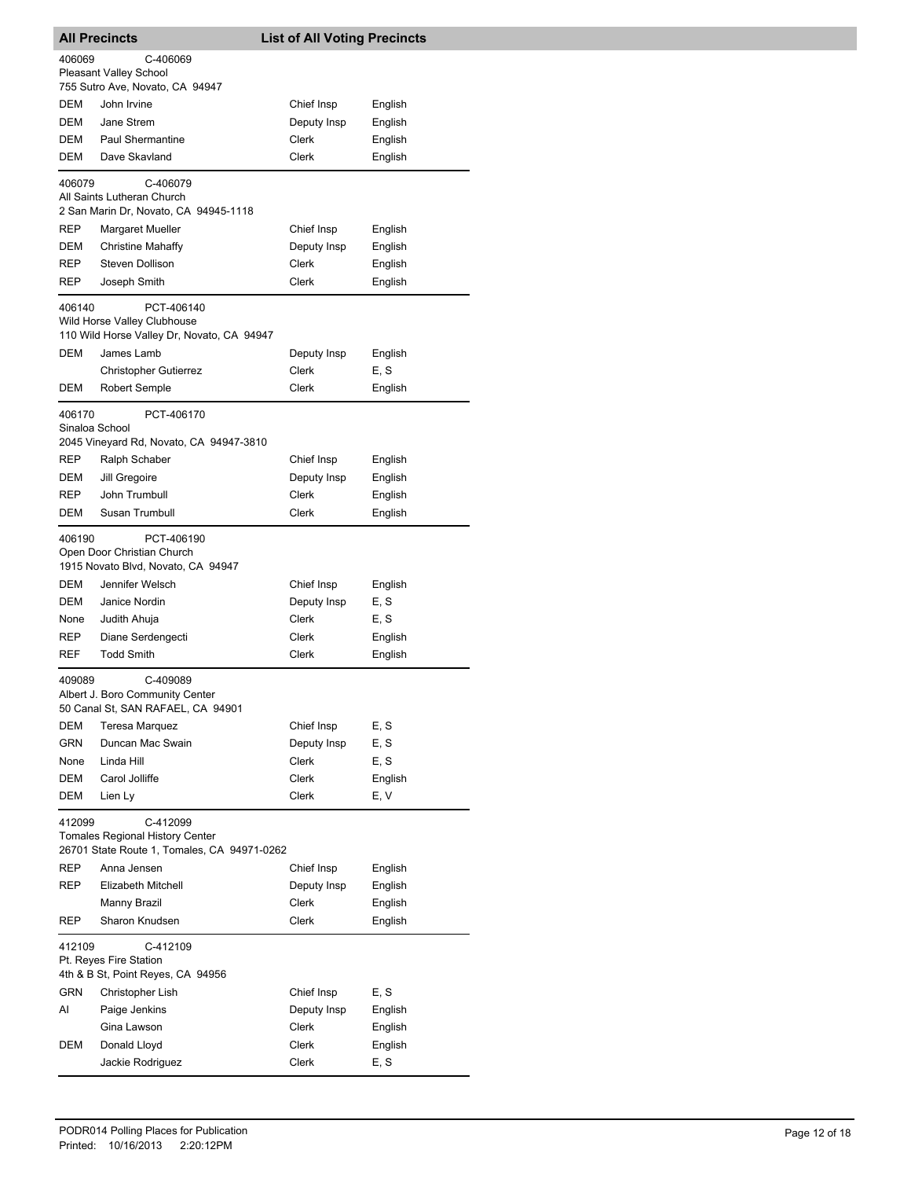## All Precincts — List of All Voting Precincts

**406069** C-406069
Pleasant Valley School
755 Sutro Ave, Novato, CA 94947

| Party | Name | Position | Language |
|---|---|---|---|
| DEM | John Irvine | Chief Insp | English |
| DEM | Jane Strem | Deputy Insp | English |
| DEM | Paul Shermantine | Clerk | English |
| DEM | Dave Skavland | Clerk | English |

**406079** C-406079
All Saints Lutheran Church
2 San Marin Dr, Novato, CA 94945-1118

| Party | Name | Position | Language |
|---|---|---|---|
| REP | Margaret Mueller | Chief Insp | English |
| DEM | Christine Mahaffy | Deputy Insp | English |
| REP | Steven Dollison | Clerk | English |
| REP | Joseph Smith | Clerk | English |

**406140** PCT-406140
Wild Horse Valley Clubhouse
110 Wild Horse Valley Dr, Novato, CA 94947

| Party | Name | Position | Language |
|---|---|---|---|
| DEM | James Lamb | Deputy Insp | English |
| | Christopher Gutierrez | Clerk | E, S |
| DEM | Robert Semple | Clerk | English |

**406170** PCT-406170
Sinaloa School
2045 Vineyard Rd, Novato, CA 94947-3810

| Party | Name | Position | Language |
|---|---|---|---|
| REP | Ralph Schaber | Chief Insp | English |
| DEM | Jill Gregoire | Deputy Insp | English |
| REP | John Trumbull | Clerk | English |
| DEM | Susan Trumbull | Clerk | English |

**406190** PCT-406190
Open Door Christian Church
1915 Novato Blvd, Novato, CA 94947

| Party | Name | Position | Language |
|---|---|---|---|
| DEM | Jennifer Welsch | Chief Insp | English |
| DEM | Janice Nordin | Deputy Insp | E, S |
| None | Judith Ahuja | Clerk | E, S |
| REP | Diane Serdengecti | Clerk | English |
| REF | Todd Smith | Clerk | English |

**409089** C-409089
Albert J. Boro Community Center
50 Canal St, SAN RAFAEL, CA 94901

| Party | Name | Position | Language |
|---|---|---|---|
| DEM | Teresa Marquez | Chief Insp | E, S |
| GRN | Duncan Mac Swain | Deputy Insp | E, S |
| None | Linda Hill | Clerk | E, S |
| DEM | Carol Jolliffe | Clerk | English |
| DEM | Lien Ly | Clerk | E, V |

**412099** C-412099
Tomales Regional History Center
26701 State Route 1, Tomales, CA 94971-0262

| Party | Name | Position | Language |
|---|---|---|---|
| REP | Anna Jensen | Chief Insp | English |
| REP | Elizabeth Mitchell | Deputy Insp | English |
| | Manny Brazil | Clerk | English |
| REP | Sharon Knudsen | Clerk | English |

**412109** C-412109
Pt. Reyes Fire Station
4th & B St, Point Reyes, CA 94956

| Party | Name | Position | Language |
|---|---|---|---|
| GRN | Christopher Lish | Chief Insp | E, S |
| AI | Paige Jenkins | Deputy Insp | English |
| | Gina Lawson | Clerk | English |
| DEM | Donald Lloyd | Clerk | English |
| | Jackie Rodriguez | Clerk | E, S |

PODR014 Polling Places for Publication
Printed: 10/16/2013 2:20:12PM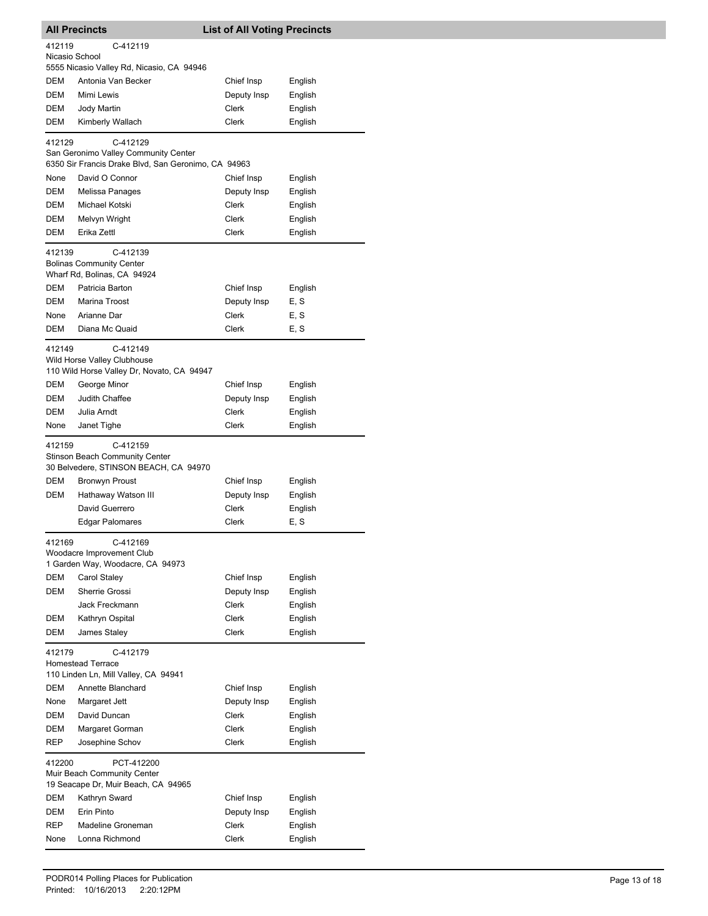## All Precincts — List of All Voting Precincts

**412119** C-412119
Nicasio School
5555 Nicasio Valley Rd, Nicasio, CA 94946

| Party | Name | Position | Language |
|---|---|---|---|
| DEM | Antonia Van Becker | Chief Insp | English |
| DEM | Mimi Lewis | Deputy Insp | English |
| DEM | Jody Martin | Clerk | English |
| DEM | Kimberly Wallach | Clerk | English |

**412129** C-412129
San Geronimo Valley Community Center
6350 Sir Francis Drake Blvd, San Geronimo, CA 94963

| Party | Name | Position | Language |
|---|---|---|---|
| None | David O Connor | Chief Insp | English |
| DEM | Melissa Panages | Deputy Insp | English |
| DEM | Michael Kotski | Clerk | English |
| DEM | Melvyn Wright | Clerk | English |
| DEM | Erika Zettl | Clerk | English |

**412139** C-412139
Bolinas Community Center
Wharf Rd, Bolinas, CA 94924

| Party | Name | Position | Language |
|---|---|---|---|
| DEM | Patricia Barton | Chief Insp | English |
| DEM | Marina Troost | Deputy Insp | E, S |
| None | Arianne Dar | Clerk | E, S |
| DEM | Diana Mc Quaid | Clerk | E, S |

**412149** C-412149
Wild Horse Valley Clubhouse
110 Wild Horse Valley Dr, Novato, CA 94947

| Party | Name | Position | Language |
|---|---|---|---|
| DEM | George Minor | Chief Insp | English |
| DEM | Judith Chaffee | Deputy Insp | English |
| DEM | Julia Arndt | Clerk | English |
| None | Janet Tighe | Clerk | English |

**412159** C-412159
Stinson Beach Community Center
30 Belvedere, STINSON BEACH, CA 94970

| Party | Name | Position | Language |
|---|---|---|---|
| DEM | Bronwyn Proust | Chief Insp | English |
| DEM | Hathaway Watson III | Deputy Insp | English |
| | David Guerrero | Clerk | English |
| | Edgar Palomares | Clerk | E, S |

**412169** C-412169
Woodacre Improvement Club
1 Garden Way, Woodacre, CA 94973

| Party | Name | Position | Language |
|---|---|---|---|
| DEM | Carol Staley | Chief Insp | English |
| DEM | Sherrie Grossi | Deputy Insp | English |
| | Jack Freckmann | Clerk | English |
| DEM | Kathryn Ospital | Clerk | English |
| DEM | James Staley | Clerk | English |

**412179** C-412179
Homestead Terrace
110 Linden Ln, Mill Valley, CA 94941

| Party | Name | Position | Language |
|---|---|---|---|
| DEM | Annette Blanchard | Chief Insp | English |
| None | Margaret Jett | Deputy Insp | English |
| DEM | David Duncan | Clerk | English |
| DEM | Margaret Gorman | Clerk | English |
| REP | Josephine Schov | Clerk | English |

**412200** PCT-412200
Muir Beach Community Center
19 Seacape Dr, Muir Beach, CA 94965

| Party | Name | Position | Language |
|---|---|---|---|
| DEM | Kathryn Sward | Chief Insp | English |
| DEM | Erin Pinto | Deputy Insp | English |
| REP | Madeline Groneman | Clerk | English |
| None | Lonna Richmond | Clerk | English |

PODR014 Polling Places for Publication
Printed: 10/16/2013 2:20:12PM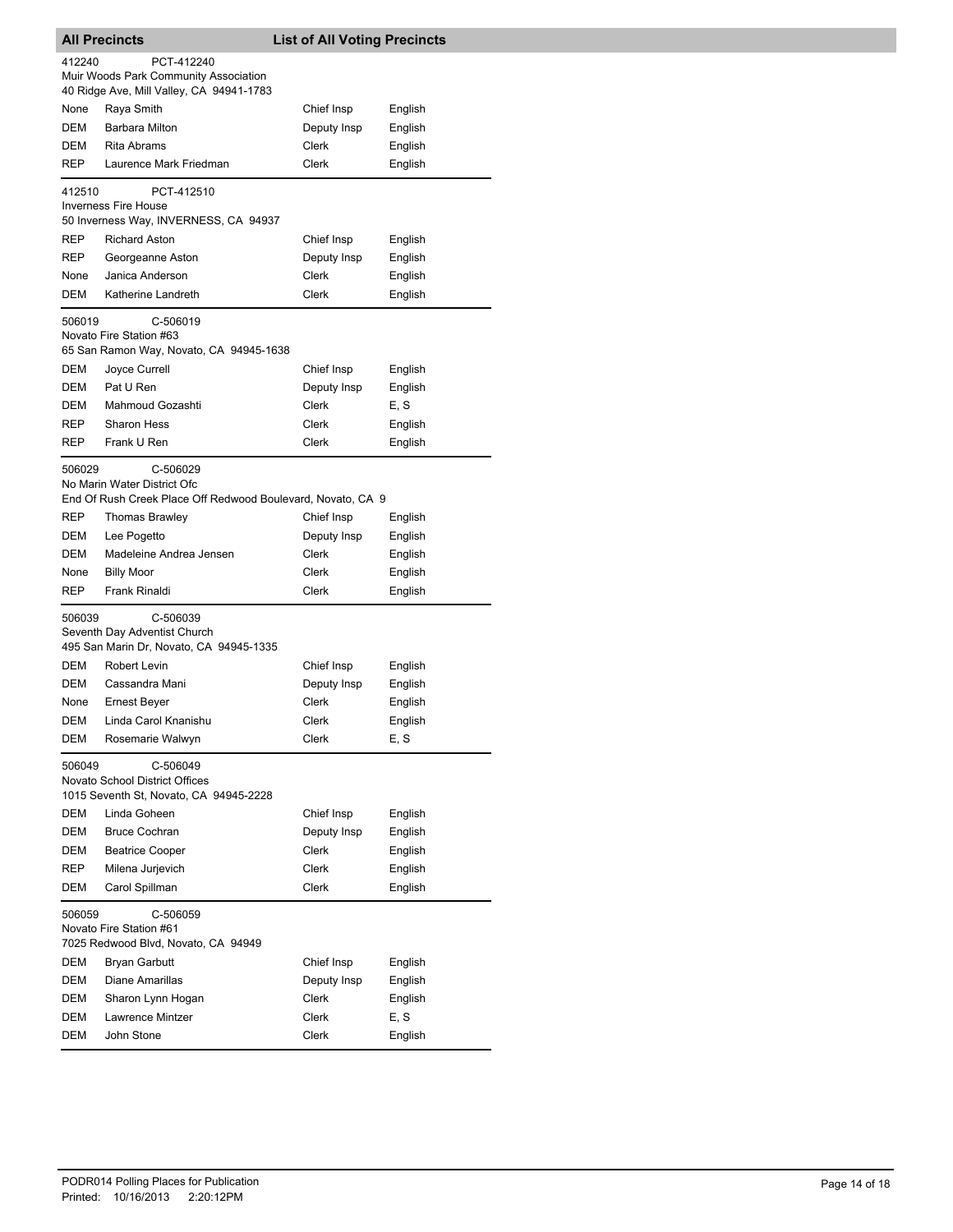**All Precincts** **List of All Voting Precincts**

412240 PCT-412240
Muir Woods Park Community Association
40 Ridge Ave, Mill Valley, CA 94941-1783

| | | | |
|---|---|---|---|
| None | Raya Smith | Chief Insp | English |
| DEM | Barbara Milton | Deputy Insp | English |
| DEM | Rita Abrams | Clerk | English |
| REP | Laurence Mark Friedman | Clerk | English |

412510 PCT-412510
Inverness Fire House
50 Inverness Way, INVERNESS, CA 94937

| | | | |
|---|---|---|---|
| REP | Richard Aston | Chief Insp | English |
| REP | Georgeanne Aston | Deputy Insp | English |
| None | Janica Anderson | Clerk | English |
| DEM | Katherine Landreth | Clerk | English |

506019 C-506019
Novato Fire Station #63
65 San Ramon Way, Novato, CA 94945-1638

| | | | |
|---|---|---|---|
| DEM | Joyce Currell | Chief Insp | English |
| DEM | Pat U Ren | Deputy Insp | English |
| DEM | Mahmoud Gozashti | Clerk | E, S |
| REP | Sharon Hess | Clerk | English |
| REP | Frank U Ren | Clerk | English |

506029 C-506029
No Marin Water District Ofc
End Of Rush Creek Place Off Redwood Boulevard, Novato, CA 9

| | | | |
|---|---|---|---|
| REP | Thomas Brawley | Chief Insp | English |
| DEM | Lee Pogetto | Deputy Insp | English |
| DEM | Madeleine Andrea Jensen | Clerk | English |
| None | Billy Moor | Clerk | English |
| REP | Frank Rinaldi | Clerk | English |

506039 C-506039
Seventh Day Adventist Church
495 San Marin Dr, Novato, CA 94945-1335

| | | | |
|---|---|---|---|
| DEM | Robert Levin | Chief Insp | English |
| DEM | Cassandra Mani | Deputy Insp | English |
| None | Ernest Beyer | Clerk | English |
| DEM | Linda Carol Knanishu | Clerk | English |
| DEM | Rosemarie Walwyn | Clerk | E, S |

506049 C-506049
Novato School District Offices
1015 Seventh St, Novato, CA 94945-2228

| | | | |
|---|---|---|---|
| DEM | Linda Goheen | Chief Insp | English |
| DEM | Bruce Cochran | Deputy Insp | English |
| DEM | Beatrice Cooper | Clerk | English |
| REP | Milena Jurjevich | Clerk | English |
| DEM | Carol Spillman | Clerk | English |

506059 C-506059
Novato Fire Station #61
7025 Redwood Blvd, Novato, CA 94949

| | | | |
|---|---|---|---|
| DEM | Bryan Garbutt | Chief Insp | English |
| DEM | Diane Amarillas | Deputy Insp | English |
| DEM | Sharon Lynn Hogan | Clerk | English |
| DEM | Lawrence Mintzer | Clerk | E, S |
| DEM | John Stone | Clerk | English |

PODR014 Polling Places for Publication
Printed: 10/16/2013 2:20:12PM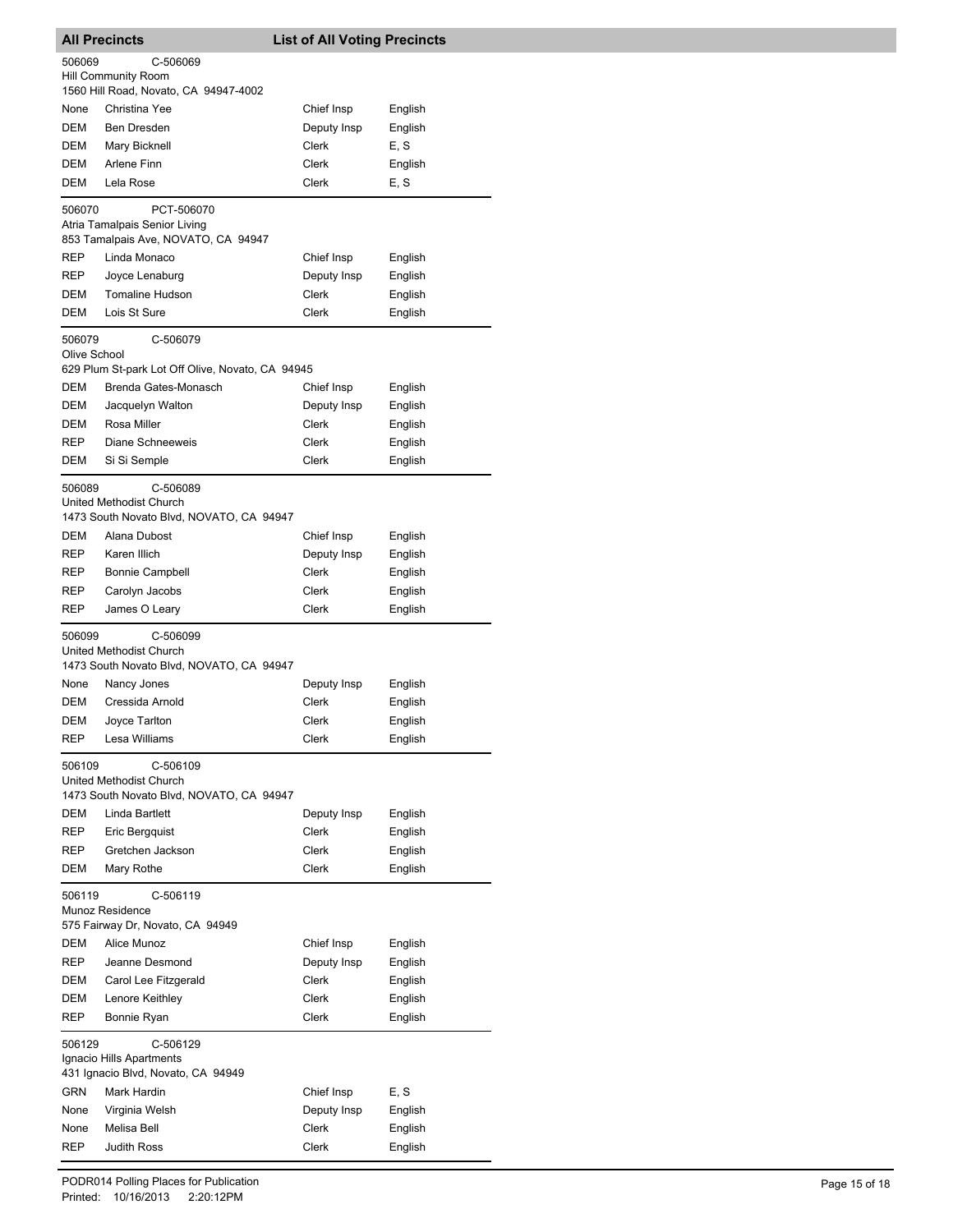## All Precincts — List of All Voting Precincts

**506069** C-506069
Hill Community Room
1560 Hill Road, Novato, CA 94947-4002

| Party | Name | Position | Language |
|---|---|---|---|
| None | Christina Yee | Chief Insp | English |
| DEM | Ben Dresden | Deputy Insp | English |
| DEM | Mary Bicknell | Clerk | E, S |
| DEM | Arlene Finn | Clerk | English |
| DEM | Lela Rose | Clerk | E, S |

**506070** PCT-506070
Atria Tamalpais Senior Living
853 Tamalpais Ave, NOVATO, CA 94947

| Party | Name | Position | Language |
|---|---|---|---|
| REP | Linda Monaco | Chief Insp | English |
| REP | Joyce Lenaburg | Deputy Insp | English |
| DEM | Tomaline Hudson | Clerk | English |
| DEM | Lois St Sure | Clerk | English |

**506079** C-506079
Olive School
629 Plum St-park Lot Off Olive, Novato, CA 94945

| Party | Name | Position | Language |
|---|---|---|---|
| DEM | Brenda Gates-Monasch | Chief Insp | English |
| DEM | Jacquelyn Walton | Deputy Insp | English |
| DEM | Rosa Miller | Clerk | English |
| REP | Diane Schneeweis | Clerk | English |
| DEM | Si Si Semple | Clerk | English |

**506089** C-506089
United Methodist Church
1473 South Novato Blvd, NOVATO, CA 94947

| Party | Name | Position | Language |
|---|---|---|---|
| DEM | Alana Dubost | Chief Insp | English |
| REP | Karen Illich | Deputy Insp | English |
| REP | Bonnie Campbell | Clerk | English |
| REP | Carolyn Jacobs | Clerk | English |
| REP | James O Leary | Clerk | English |

**506099** C-506099
United Methodist Church
1473 South Novato Blvd, NOVATO, CA 94947

| Party | Name | Position | Language |
|---|---|---|---|
| None | Nancy Jones | Deputy Insp | English |
| DEM | Cressida Arnold | Clerk | English |
| DEM | Joyce Tarlton | Clerk | English |
| REP | Lesa Williams | Clerk | English |

**506109** C-506109
United Methodist Church
1473 South Novato Blvd, NOVATO, CA 94947

| Party | Name | Position | Language |
|---|---|---|---|
| DEM | Linda Bartlett | Deputy Insp | English |
| REP | Eric Bergquist | Clerk | English |
| REP | Gretchen Jackson | Clerk | English |
| DEM | Mary Rothe | Clerk | English |

**506119** C-506119
Munoz Residence
575 Fairway Dr, Novato, CA 94949

| Party | Name | Position | Language |
|---|---|---|---|
| DEM | Alice Munoz | Chief Insp | English |
| REP | Jeanne Desmond | Deputy Insp | English |
| DEM | Carol Lee Fitzgerald | Clerk | English |
| DEM | Lenore Keithley | Clerk | English |
| REP | Bonnie Ryan | Clerk | English |

**506129** C-506129
Ignacio Hills Apartments
431 Ignacio Blvd, Novato, CA 94949

| Party | Name | Position | Language |
|---|---|---|---|
| GRN | Mark Hardin | Chief Insp | E, S |
| None | Virginia Welsh | Deputy Insp | English |
| None | Melisa Bell | Clerk | English |
| REP | Judith Ross | Clerk | English |

PODR014 Polling Places for Publication
Printed: 10/16/2013 2:20:12PM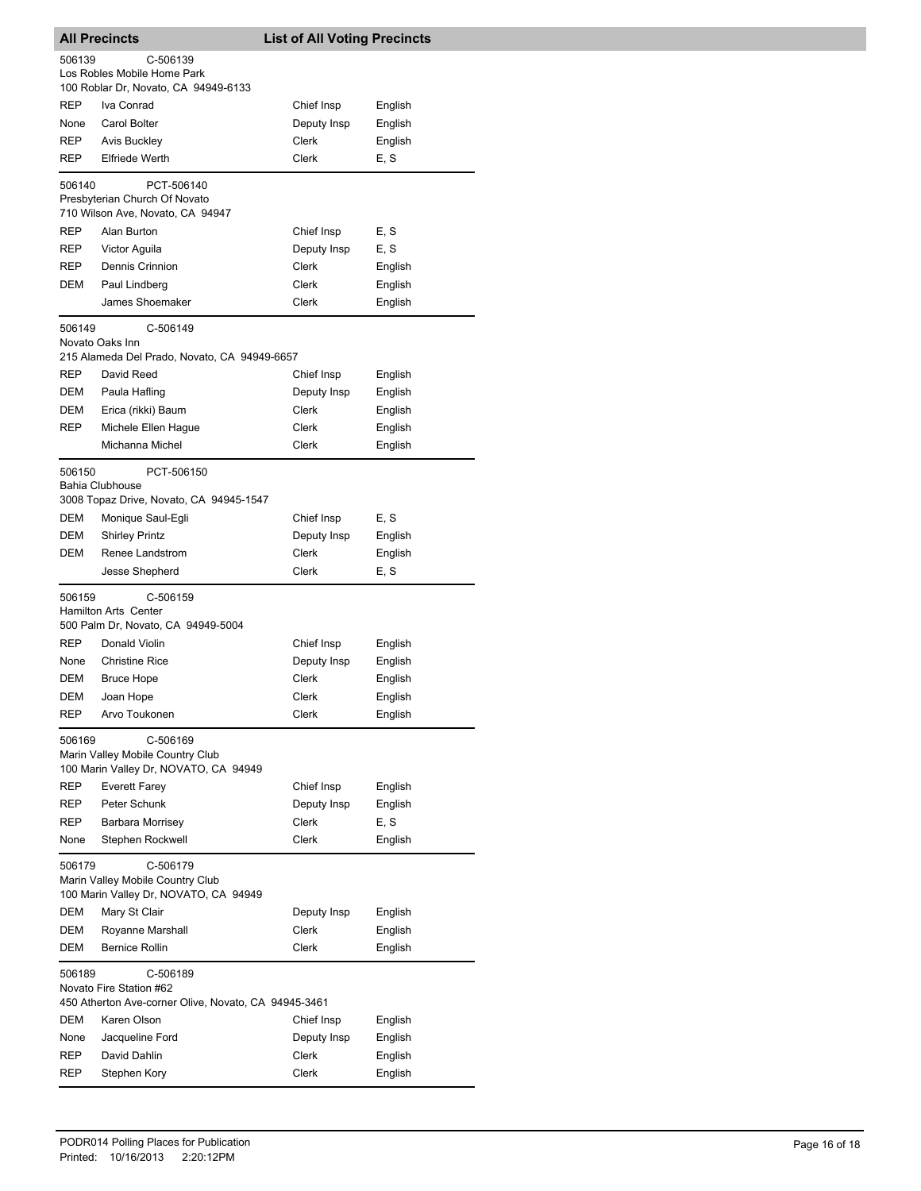## All Precincts — List of All Voting Precincts

**506139** C-506139
Los Robles Mobile Home Park
100 Roblar Dr, Novato, CA 94949-6133

| Party | Name | Position | Language |
|---|---|---|---|
| REP | Iva Conrad | Chief Insp | English |
| None | Carol Bolter | Deputy Insp | English |
| REP | Avis Buckley | Clerk | English |
| REP | Elfriede Werth | Clerk | E, S |

**506140** PCT-506140
Presbyterian Church Of Novato
710 Wilson Ave, Novato, CA 94947

| Party | Name | Position | Language |
|---|---|---|---|
| REP | Alan Burton | Chief Insp | E, S |
| REP | Victor Aguila | Deputy Insp | E, S |
| REP | Dennis Crinnion | Clerk | English |
| DEM | Paul Lindberg | Clerk | English |
| | James Shoemaker | Clerk | English |

**506149** C-506149
Novato Oaks Inn
215 Alameda Del Prado, Novato, CA 94949-6657

| Party | Name | Position | Language |
|---|---|---|---|
| REP | David Reed | Chief Insp | English |
| DEM | Paula Hafling | Deputy Insp | English |
| DEM | Erica (rikki) Baum | Clerk | English |
| REP | Michele Ellen Hague | Clerk | English |
| | Michanna Michel | Clerk | English |

**506150** PCT-506150
Bahia Clubhouse
3008 Topaz Drive, Novato, CA 94945-1547

| Party | Name | Position | Language |
|---|---|---|---|
| DEM | Monique Saul-Egli | Chief Insp | E, S |
| DEM | Shirley Printz | Deputy Insp | English |
| DEM | Renee Landstrom | Clerk | English |
| | Jesse Shepherd | Clerk | E, S |

**506159** C-506159
Hamilton Arts Center
500 Palm Dr, Novato, CA 94949-5004

| Party | Name | Position | Language |
|---|---|---|---|
| REP | Donald Violin | Chief Insp | English |
| None | Christine Rice | Deputy Insp | English |
| DEM | Bruce Hope | Clerk | English |
| DEM | Joan Hope | Clerk | English |
| REP | Arvo Toukonen | Clerk | English |

**506169** C-506169
Marin Valley Mobile Country Club
100 Marin Valley Dr, NOVATO, CA 94949

| Party | Name | Position | Language |
|---|---|---|---|
| REP | Everett Farey | Chief Insp | English |
| REP | Peter Schunk | Deputy Insp | English |
| REP | Barbara Morrisey | Clerk | E, S |
| None | Stephen Rockwell | Clerk | English |

**506179** C-506179
Marin Valley Mobile Country Club
100 Marin Valley Dr, NOVATO, CA 94949

| Party | Name | Position | Language |
|---|---|---|---|
| DEM | Mary St Clair | Deputy Insp | English |
| DEM | Royanne Marshall | Clerk | English |
| DEM | Bernice Rollin | Clerk | English |

**506189** C-506189
Novato Fire Station #62
450 Atherton Ave-corner Olive, Novato, CA 94945-3461

| Party | Name | Position | Language |
|---|---|---|---|
| DEM | Karen Olson | Chief Insp | English |
| None | Jacqueline Ford | Deputy Insp | English |
| REP | David Dahlin | Clerk | English |
| REP | Stephen Kory | Clerk | English |

PODR014 Polling Places for Publication
Printed: 10/16/2013 2:20:12PM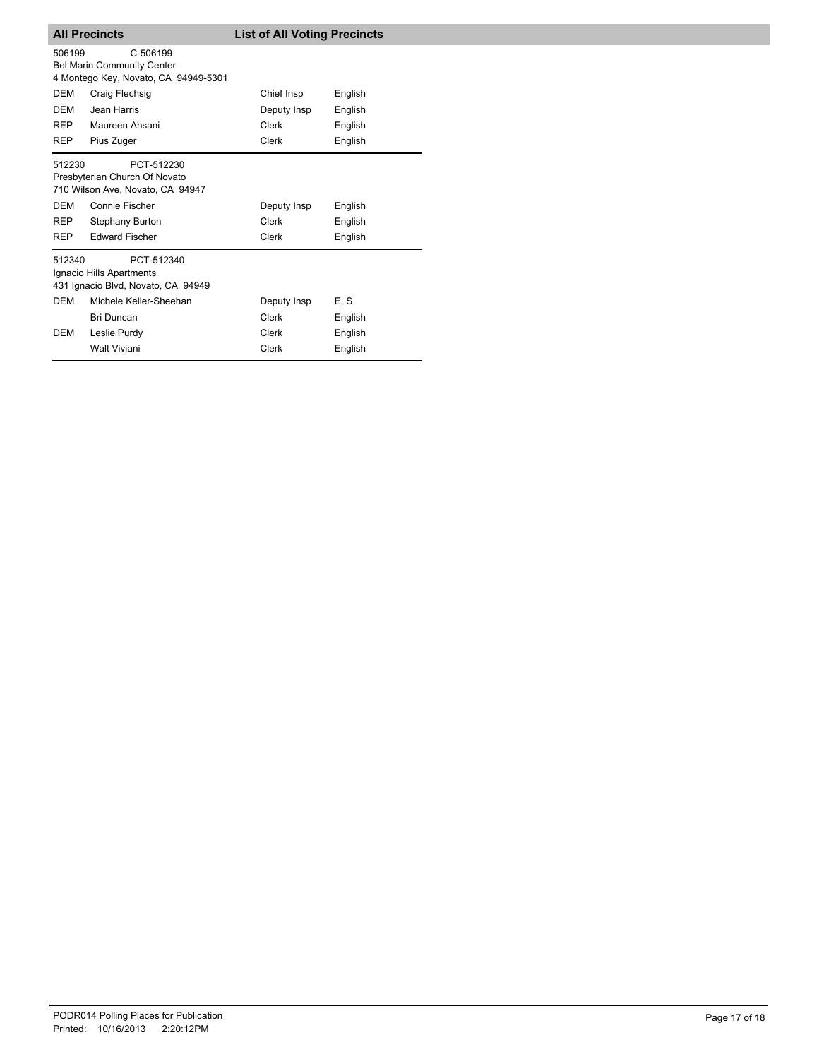**All Precincts** **List of All Voting Precincts**

506199 C-506199
Bel Marin Community Center
4 Montego Key, Novato, CA 94949-5301

| | | | |
|---|---|---|---|
| DEM | Craig Flechsig | Chief Insp | English |
| DEM | Jean Harris | Deputy Insp | English |
| REP | Maureen Ahsani | Clerk | English |
| REP | Pius Zuger | Clerk | English |

512230 PCT-512230
Presbyterian Church Of Novato
710 Wilson Ave, Novato, CA 94947

| | | | |
|---|---|---|---|
| DEM | Connie Fischer | Deputy Insp | English |
| REP | Stephany Burton | Clerk | English |
| REP | Edward Fischer | Clerk | English |

512340 PCT-512340
Ignacio Hills Apartments
431 Ignacio Blvd, Novato, CA 94949

| | | | |
|---|---|---|---|
| DEM | Michele Keller-Sheehan | Deputy Insp | E, S |
| | Bri Duncan | Clerk | English |
| DEM | Leslie Purdy | Clerk | English |
| | Walt Viviani | Clerk | English |

PODR014 Polling Places for Publication
Printed: 10/16/2013 2:20:12PM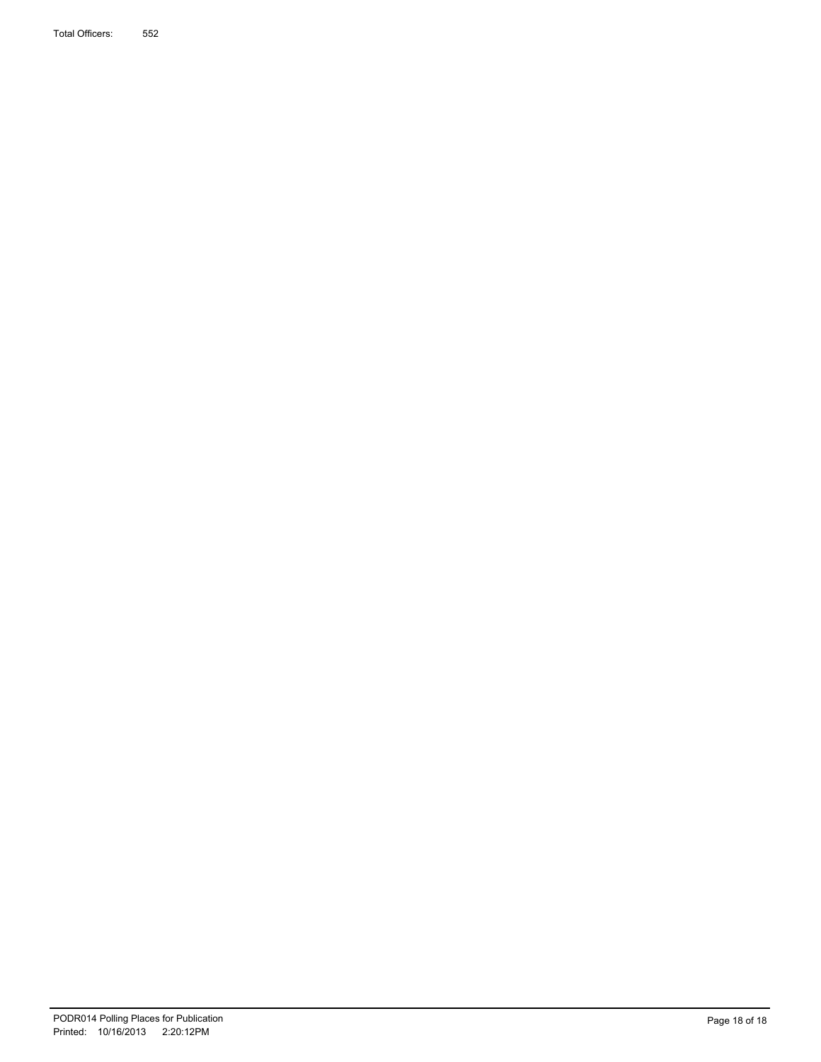Total Officers: 552